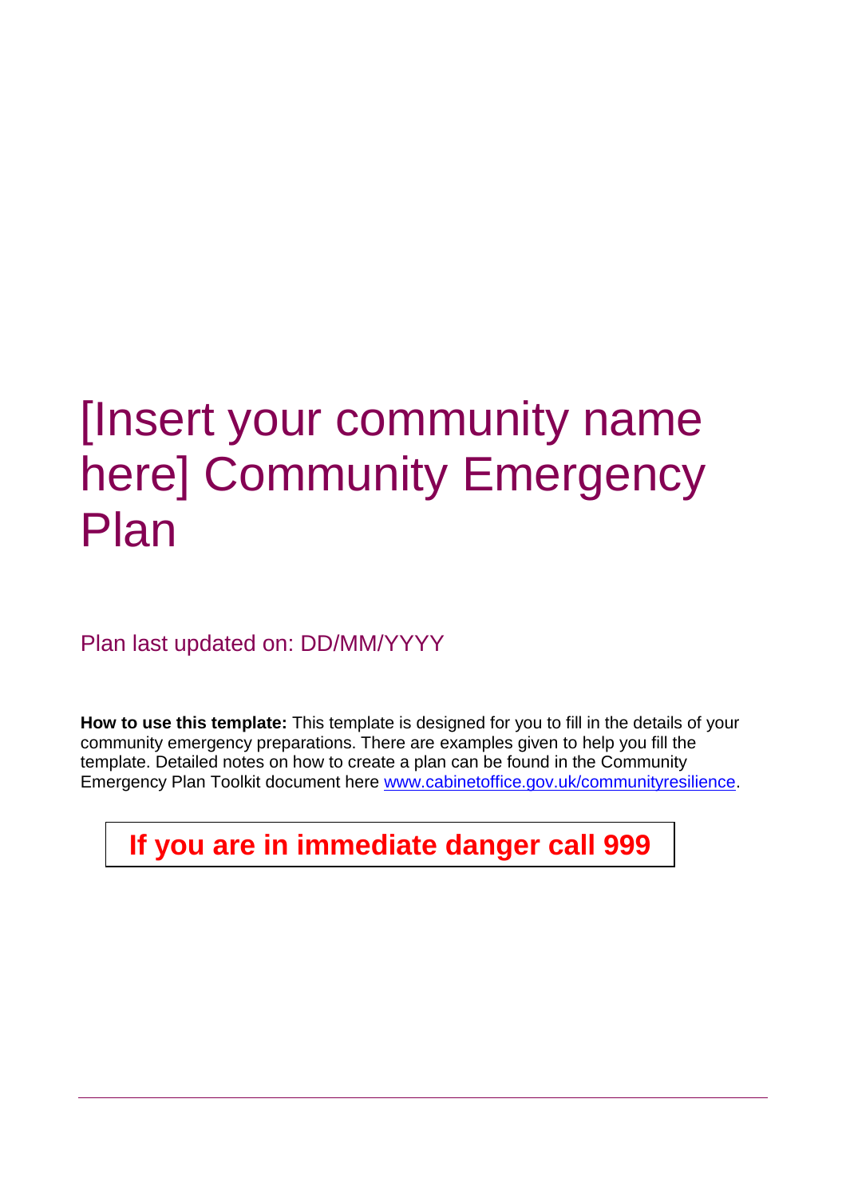# [Insert your community name here] Community Emergency Plan

Plan last updated on: DD/MM/YYYY

**How to use this template:** This template is designed for you to fill in the details of your community emergency preparations. There are examples given to help you fill the template. Detailed notes on how to create a plan can be found in the Community Emergency Plan Toolkit document here [www.cabinetoffice.gov.uk/communityresilience](http://www.cabinetoffice.gov.uk/communityresilience).

**If you are in immediate danger call 999**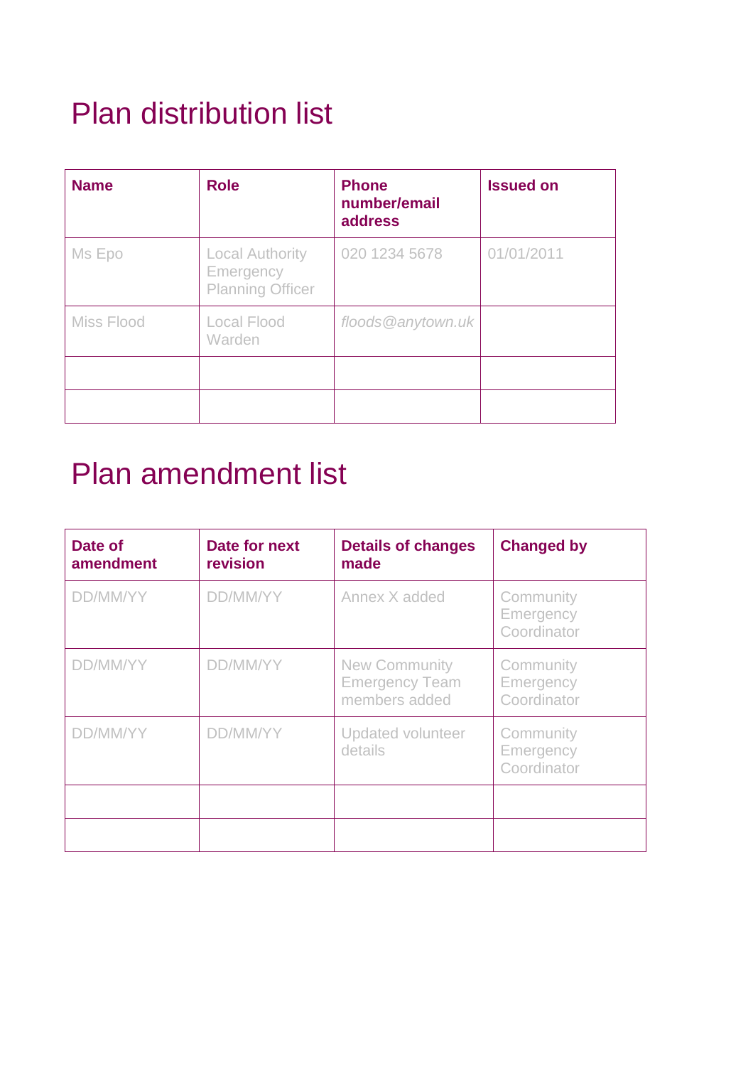# Plan distribution list

| Name | Role | Phone number/email address | Issued on |
|---|---|---|---|
| Ms Epo | Local Authority Emergency Planning Officer | 020 1234 5678 | 01/01/2011 |
| Miss Flood | Local Flood Warden | *floods@anytown.uk* | |
| | | | |
| | | | |

# Plan amendment list

| Date of amendment | Date for next revision | Details of changes made | Changed by |
|---|---|---|---|
| DD/MM/YY | DD/MM/YY | Annex X added | Community Emergency Coordinator |
| DD/MM/YY | DD/MM/YY | New Community Emergency Team members added | Community Emergency Coordinator |
| DD/MM/YY | DD/MM/YY | Updated volunteer details | Community Emergency Coordinator |
| | | | |
| | | | |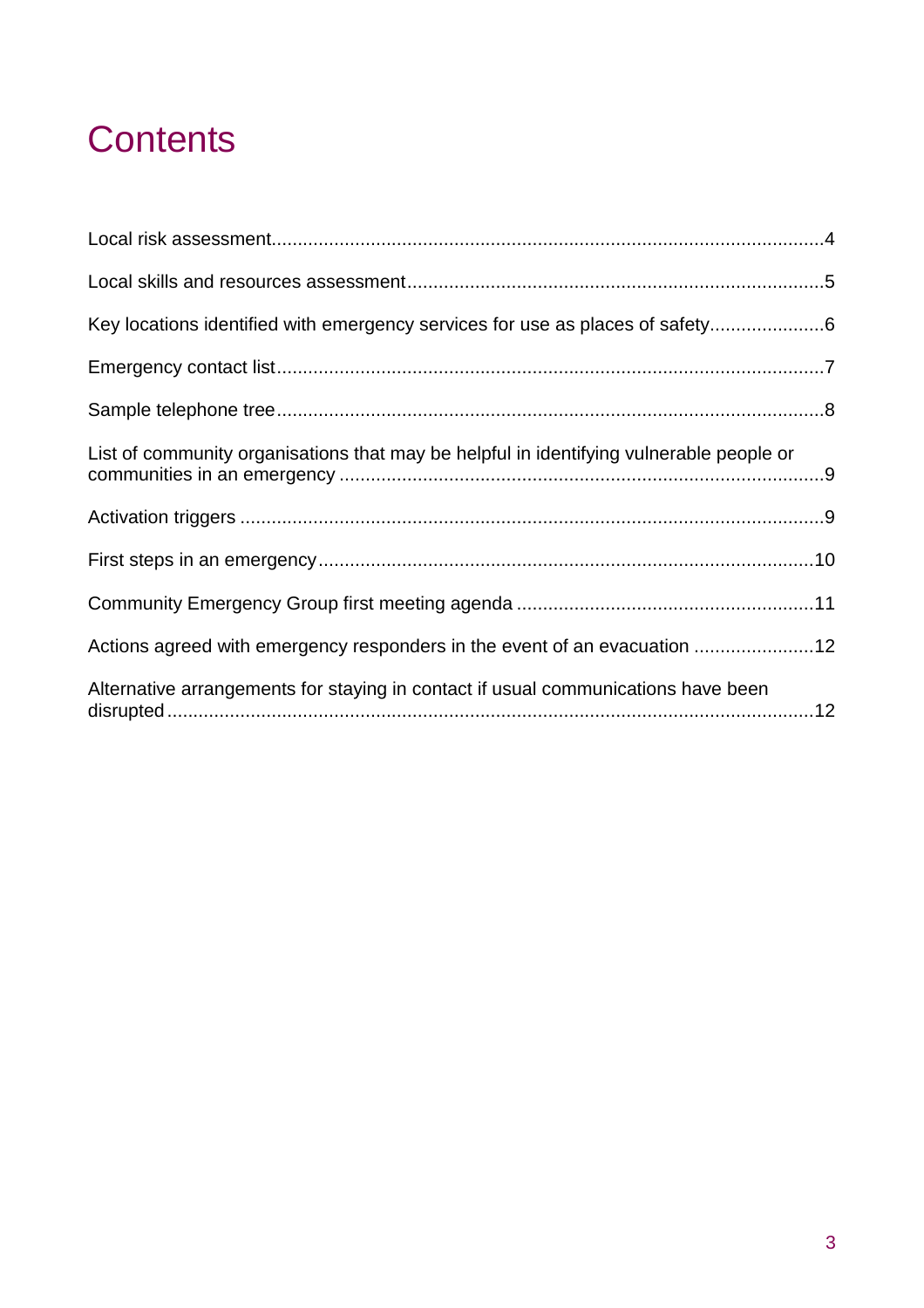# Contents

Local risk assessment......4

Local skills and resources assessment......5

Key locations identified with emergency services for use as places of safety......6

Emergency contact list......7

Sample telephone tree......8

List of community organisations that may be helpful in identifying vulnerable people or communities in an emergency......9

Activation triggers......9

First steps in an emergency......10

Community Emergency Group first meeting agenda......11

Actions agreed with emergency responders in the event of an evacuation......12

Alternative arrangements for staying in contact if usual communications have been disrupted......12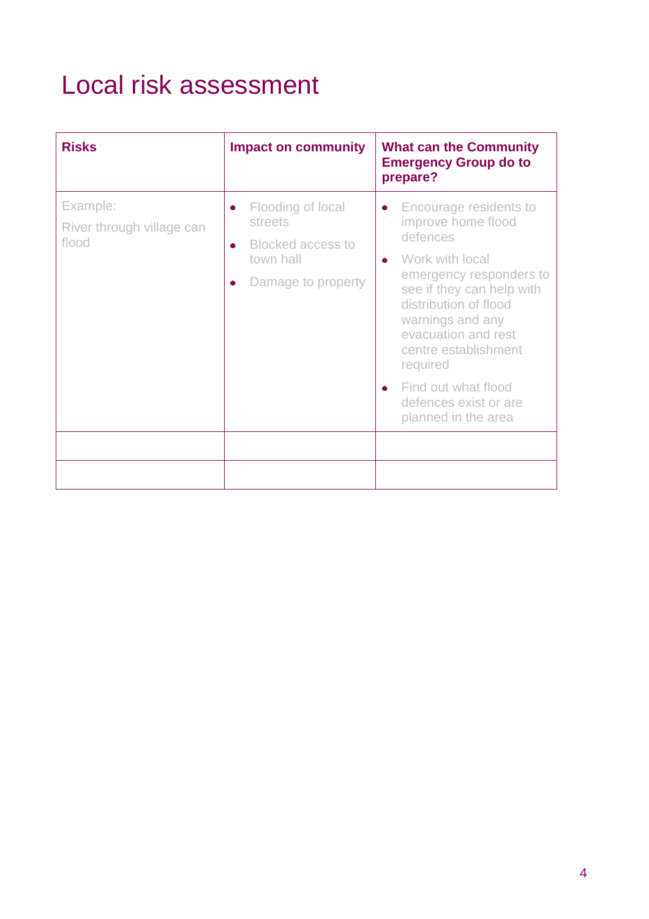# Local risk assessment

| **Risks** | **Impact on community** | **What can the Community Emergency Group do to prepare?** |
| --- | --- | --- |
| Example:<br>River through village can flood | • Flooding of local streets<br>• Blocked access to town hall<br>• Damage to property | • Encourage residents to improve home flood defences<br>• Work with local emergency responders to see if they can help with distribution of flood warnings and any evacuation and rest centre establishment required<br>• Find out what flood defences exist or are planned in the area |
| | | |
| | | |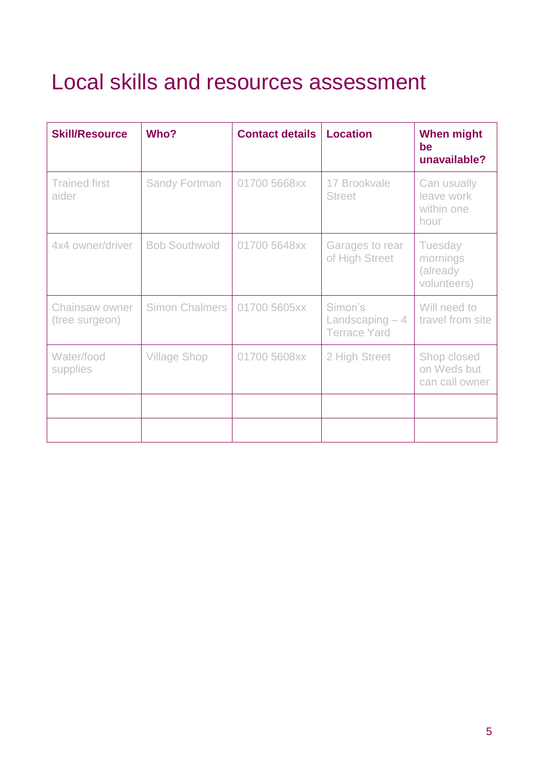# Local skills and resources assessment

| Skill/Resource | Who? | Contact details | Location | When might be unavailable? |
|---|---|---|---|---|
| Trained first aider | Sandy Fortman | 01700 5668xx | 17 Brookvale Street | Can usually leave work within one hour |
| 4x4 owner/driver | Bob Southwold | 01700 5648xx | Garages to rear of High Street | Tuesday mornings (already volunteers) |
| Chainsaw owner (tree surgeon) | Simon Chalmers | 01700 5605xx | Simon's Landscaping – 4 Terrace Yard | Will need to travel from site |
| Water/food supplies | Village Shop | 01700 5608xx | 2 High Street | Shop closed on Weds but can call owner |
| | | | | |
| | | | | |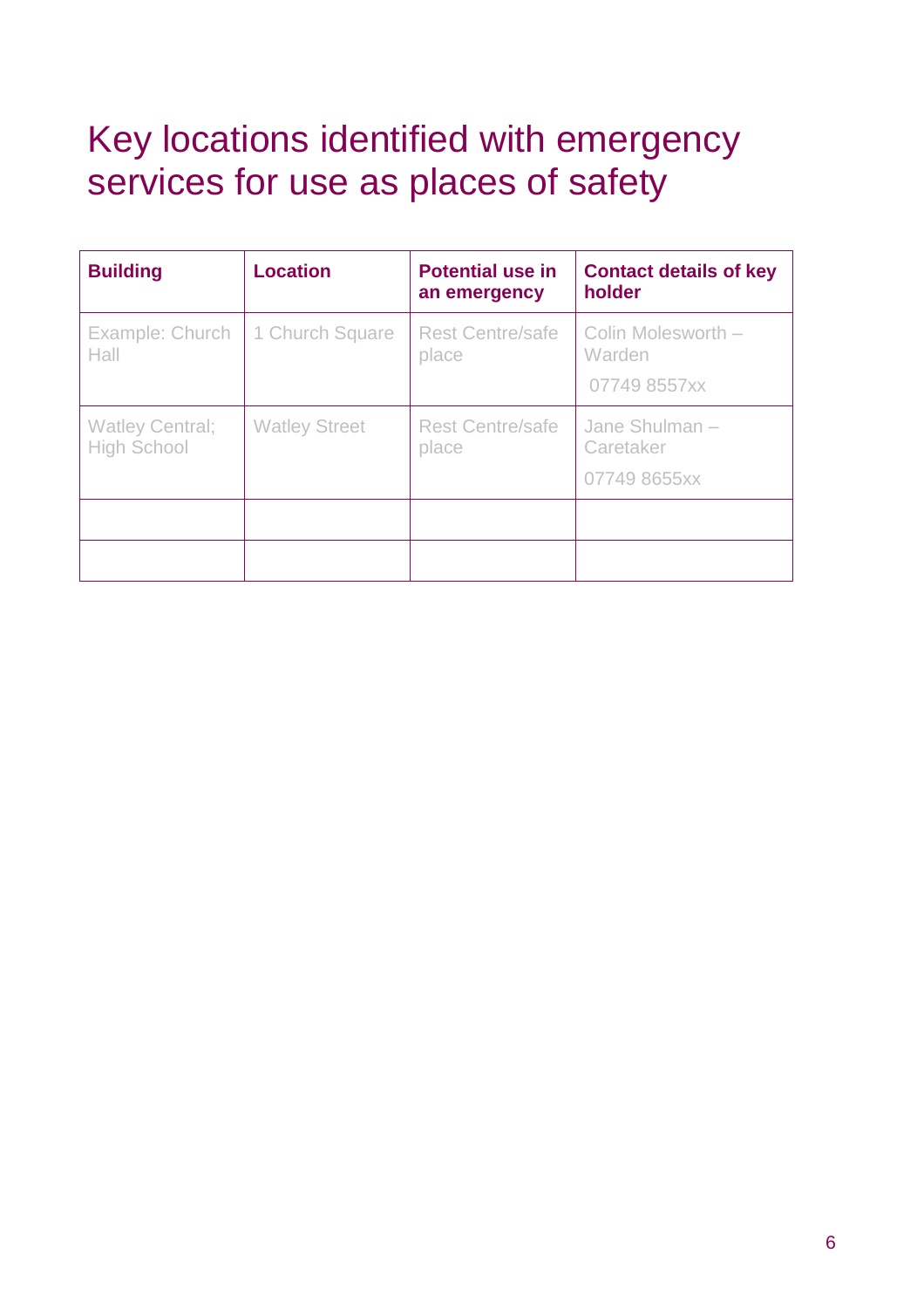# Key locations identified with emergency services for use as places of safety

| Building | Location | Potential use in an emergency | Contact details of key holder |
| --- | --- | --- | --- |
| Example: Church Hall | 1 Church Square | Rest Centre/safe place | Colin Molesworth – Warden<br>07749 8557xx |
| Watley Central; High School | Watley Street | Rest Centre/safe place | Jane Shulman – Caretaker<br>07749 8655xx |
| | | | |
| | | | |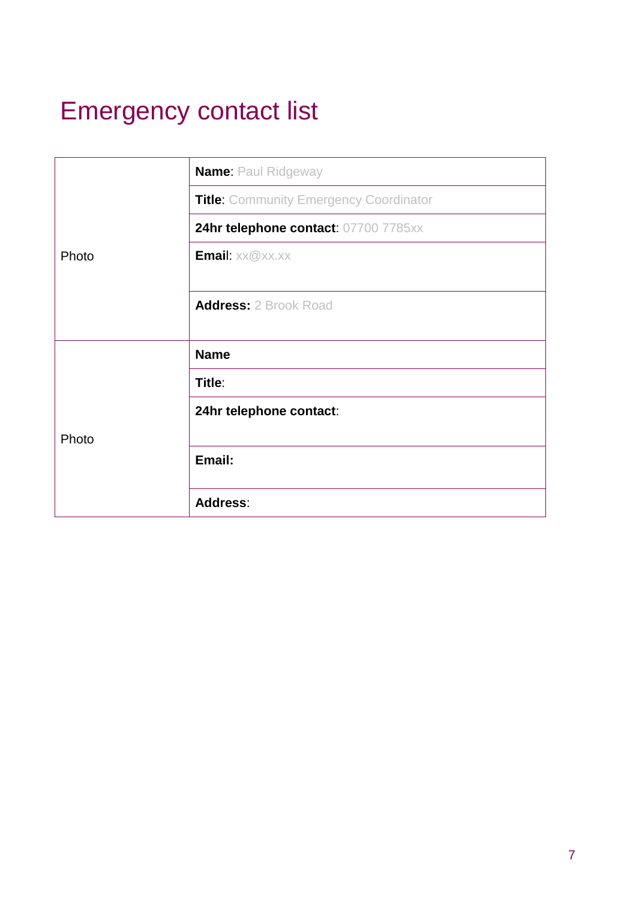# Emergency contact list

| | |
|---|---|
| Photo | **Name**: Paul Ridgeway |
| | **Title**: Community Emergency Coordinator |
| | **24hr telephone contact**: 07700 7785xx |
| | **Email**: xx@xx.xx |
| | **Address:** 2 Brook Road |
| Photo | **Name** |
| | **Title**: |
| | **24hr telephone contact**: |
| | **Email:** |
| | **Address**: |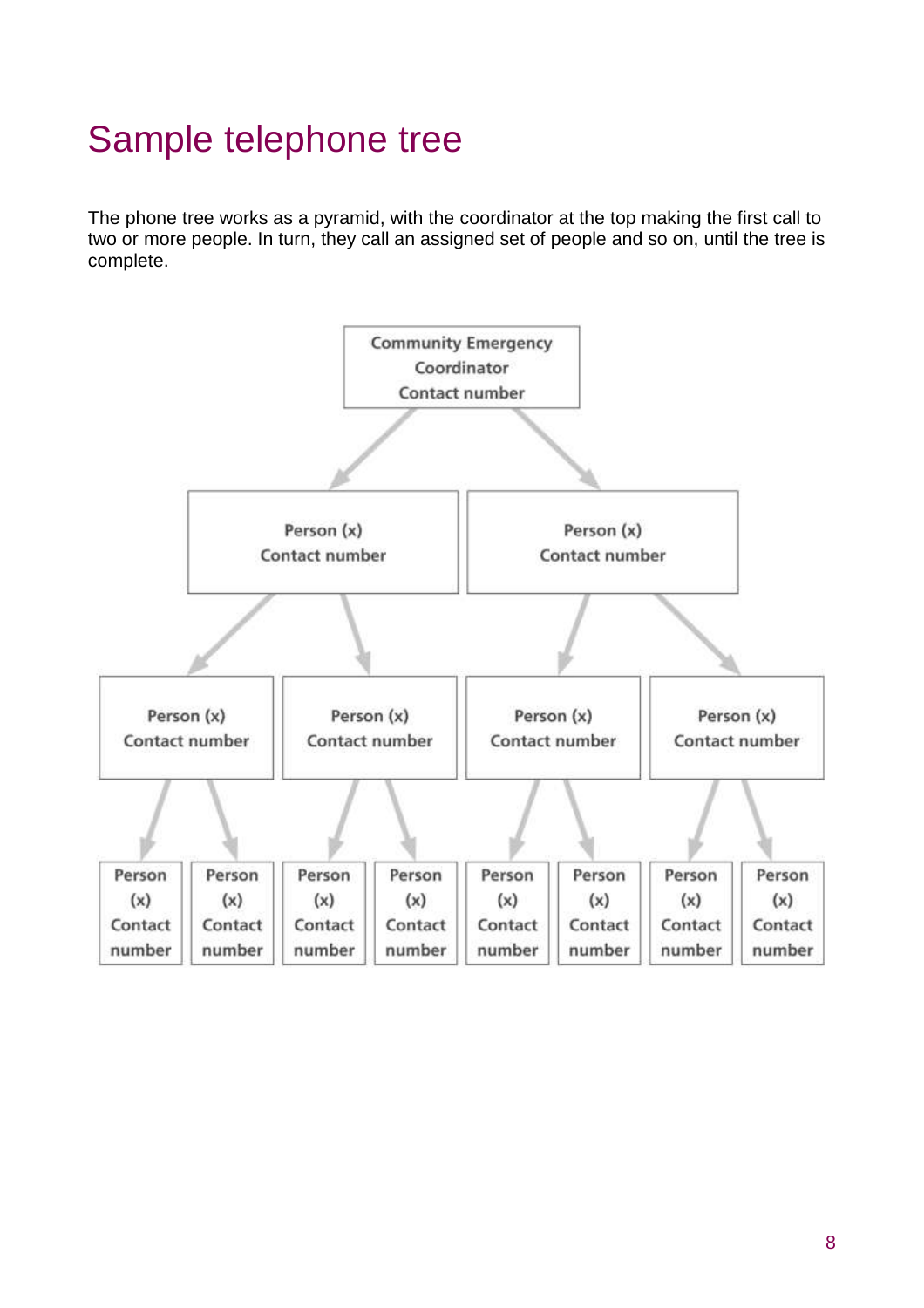# Sample telephone tree

The phone tree works as a pyramid, with the coordinator at the top making the first call to two or more people. In turn, they call an assigned set of people and so on, until the tree is complete.

- Community Emergency Coordinator – Contact number
  - Person (x) – Contact number
    - Person (x) – Contact number
      - Person (x) – Contact number
      - Person (x) – Contact number
    - Person (x) – Contact number
      - Person (x) – Contact number
      - Person (x) – Contact number
  - Person (x) – Contact number
    - Person (x) – Contact number
      - Person (x) – Contact number
      - Person (x) – Contact number
    - Person (x) – Contact number
      - Person (x) – Contact number
      - Person (x) – Contact number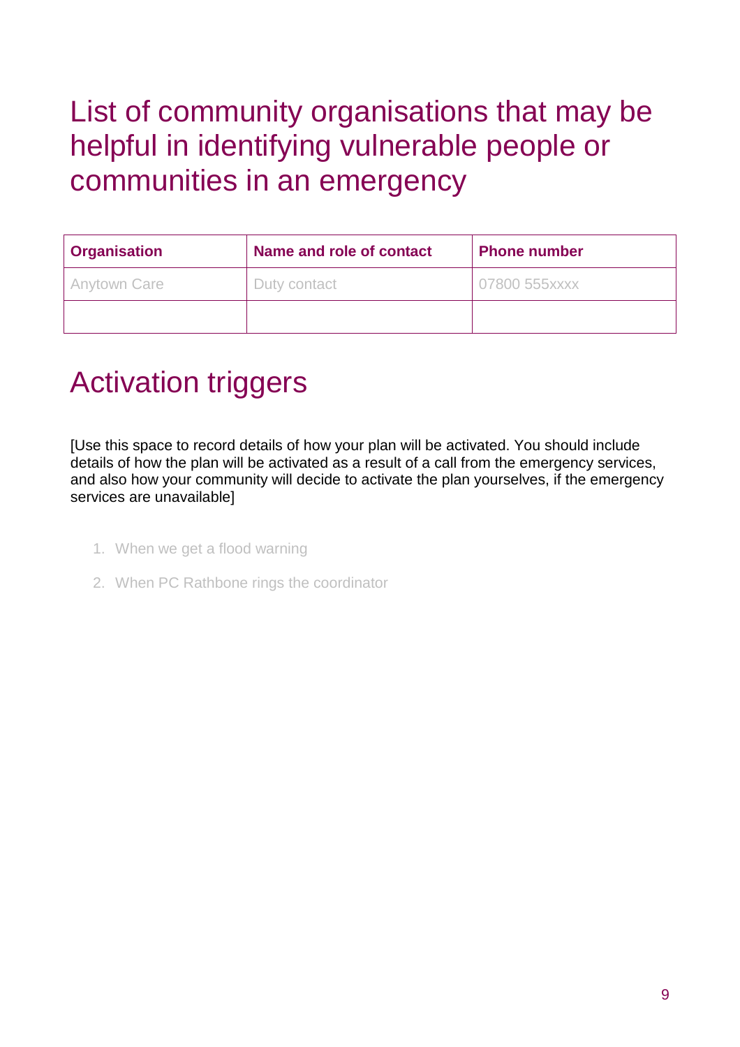# List of community organisations that may be helpful in identifying vulnerable people or communities in an emergency

| Organisation | Name and role of contact | Phone number |
| --- | --- | --- |
| Anytown Care | Duty contact | 07800 555xxxx |
| | | |

# Activation triggers

[Use this space to record details of how your plan will be activated. You should include details of how the plan will be activated as a result of a call from the emergency services, and also how your community will decide to activate the plan yourselves, if the emergency services are unavailable]

1. When we get a flood warning
2. When PC Rathbone rings the coordinator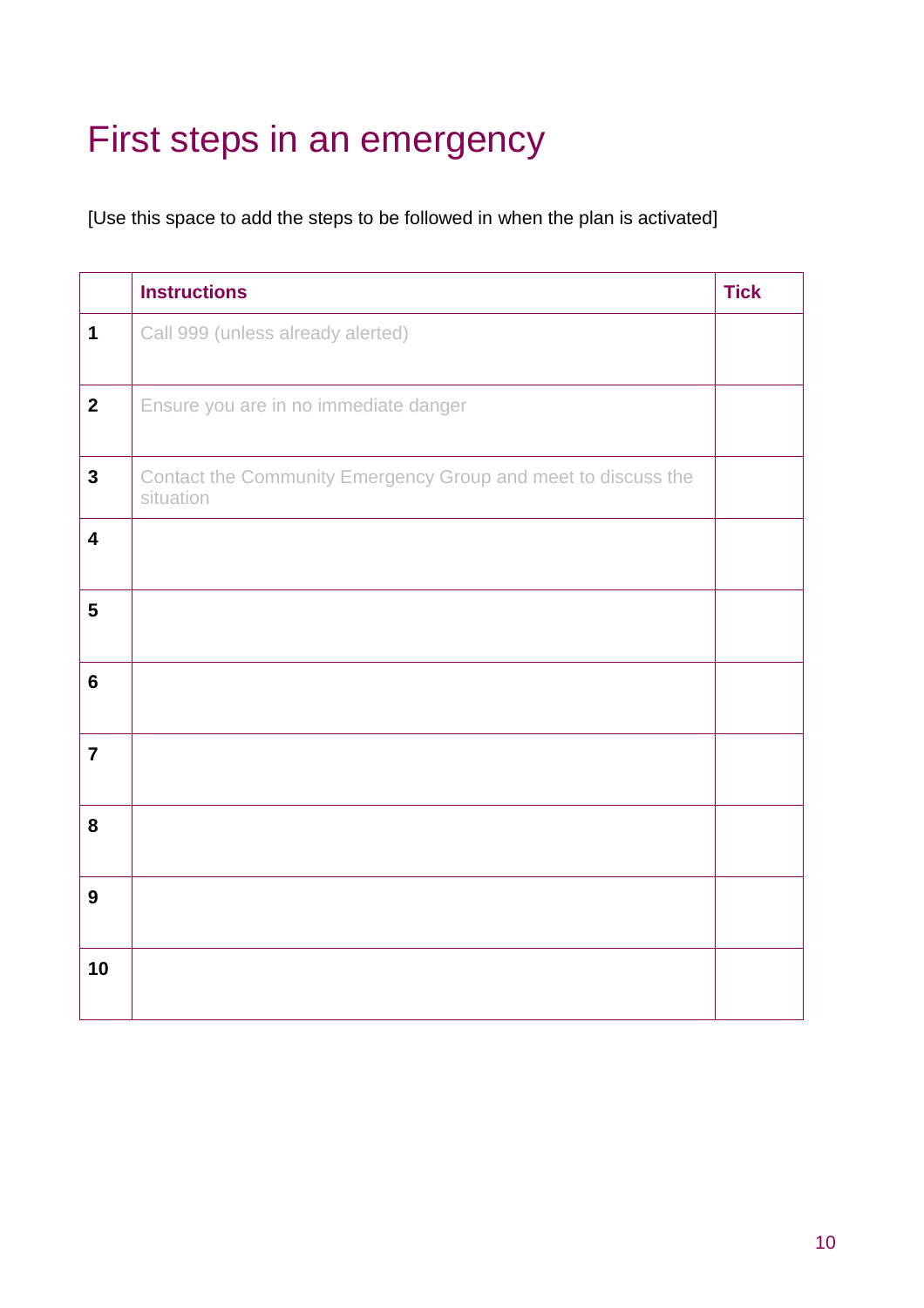# First steps in an emergency

[Use this space to add the steps to be followed in when the plan is activated]

| | Instructions | Tick |
|---|---|---|
| **1** | Call 999 (unless already alerted) | |
| **2** | Ensure you are in no immediate danger | |
| **3** | Contact the Community Emergency Group and meet to discuss the situation | |
| **4** | | |
| **5** | | |
| **6** | | |
| **7** | | |
| **8** | | |
| **9** | | |
| **10** | | |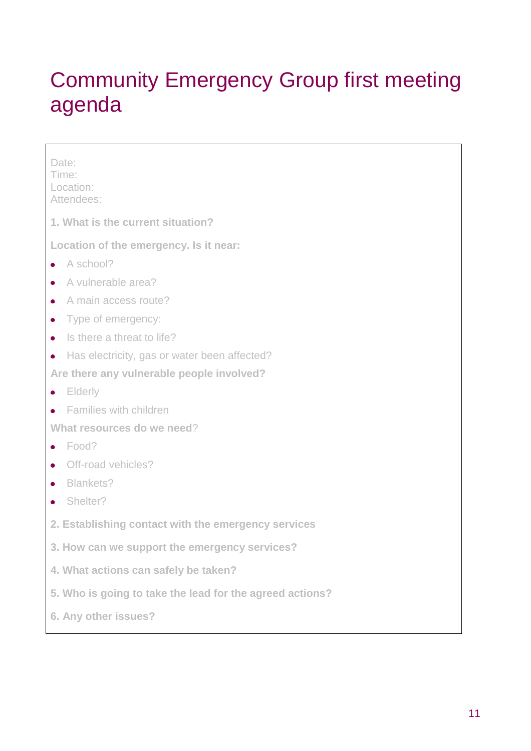# Community Emergency Group first meeting agenda

Date:
Time:
Location:
Attendees:

**1. What is the current situation?**

**Location of the emergency. Is it near:**

- A school?
- A vulnerable area?
- A main access route?
- Type of emergency:
- Is there a threat to life?
- Has electricity, gas or water been affected?

**Are there any vulnerable people involved?**

- Elderly
- Families with children

**What resources do we need**?

- Food?
- Off-road vehicles?
- Blankets?
- Shelter?

**2. Establishing contact with the emergency services**

**3. How can we support the emergency services?**

**4. What actions can safely be taken?**

**5. Who is going to take the lead for the agreed actions?**

**6. Any other issues?**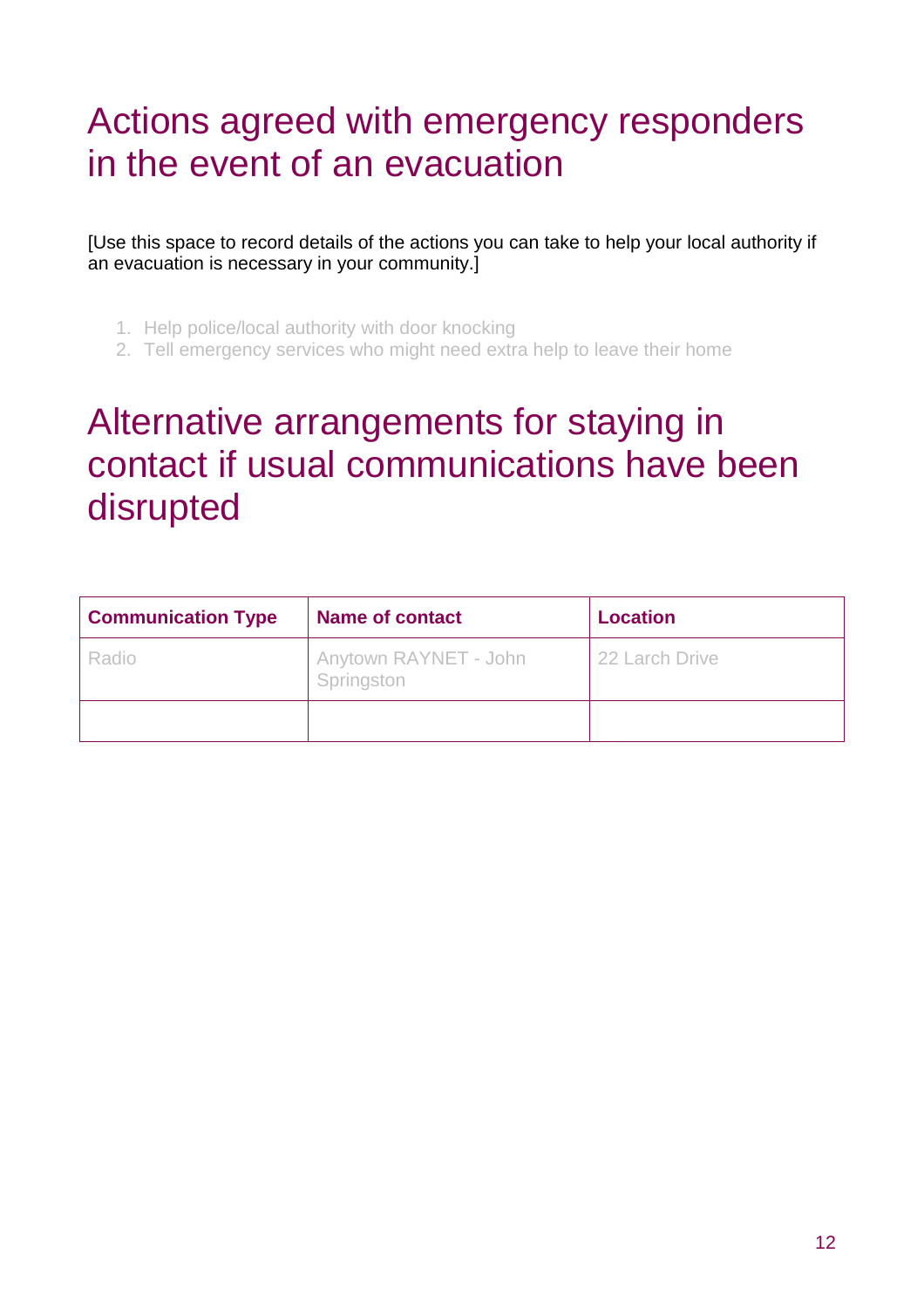# Actions agreed with emergency responders in the event of an evacuation

[Use this space to record details of the actions you can take to help your local authority if an evacuation is necessary in your community.]

1. Help police/local authority with door knocking
2. Tell emergency services who might need extra help to leave their home

# Alternative arrangements for staying in contact if usual communications have been disrupted

| Communication Type | Name of contact | Location |
|---|---|---|
| Radio | Anytown RAYNET - John Springston | 22 Larch Drive |
| | | |